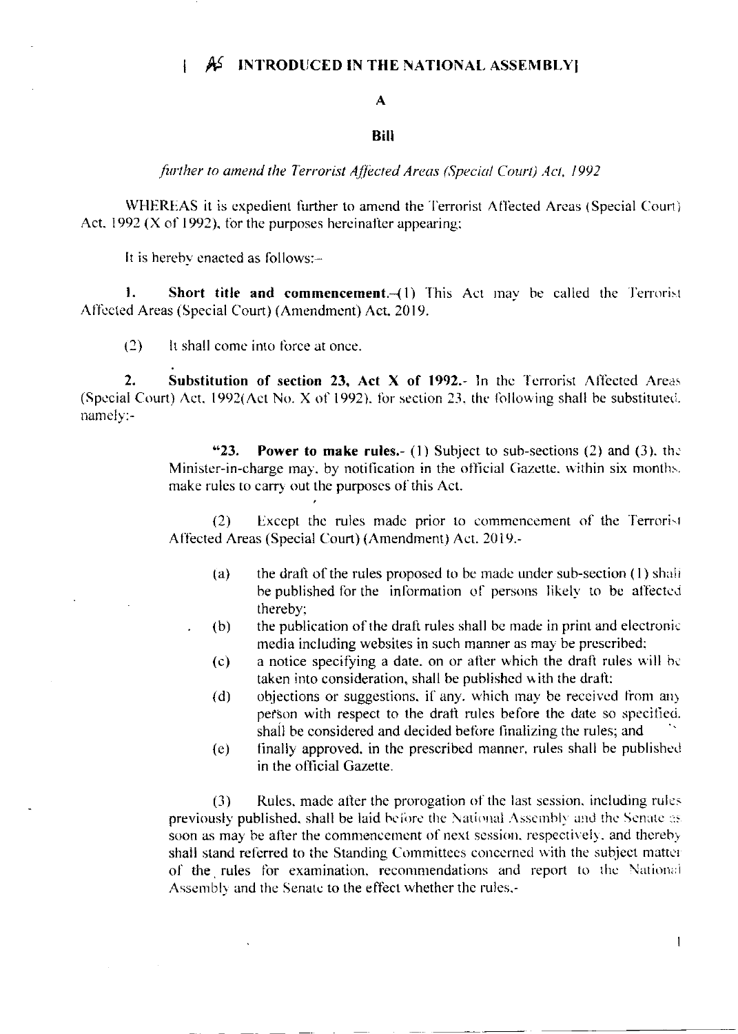# [ AS INTRODUCED IN THE NATIONAL ASSEMBLY]

## A

## Bill

*further to amend the Terrorist Affected Areas (Special Court) Act, 1992*

WHEREAS it is expedient further to amend the Terrorist Affected Areas (Special Court) Act, 1992 (X of 1992), for the purposes hereinafter appearing;

It is hereby enacted as follows:-

**1. Short title and commencement.**-(1) This Act may be called the Terrorist Affected Areas (Special Court) (Amendment) Act, 2019.

(2) It shall come into force at once.

**2. Substitution of section 23, Act X of 1992.**- In the Terrorist Affected Areas (Special Court) Act, 1992(Act No. X of 1992), for section 23, the following shall be substituted, namely:-

> "**23. Power to make rules.**- (1) Subject to sub-sections (2) and (3), the Minister-in-charge may, by notification in the official Gazette, within six months, make rules to carry out the purposes of this Act.
>
> (2) Except the rules made prior to commencement of the Terrorist Affected Areas (Special Court) (Amendment) Act, 2019.-
>
> (a) the draft of the rules proposed to be made under sub-section (1) shall be published for the information of persons likely to be affected thereby;
>
> (b) the publication of the draft rules shall be made in print and electronic media including websites in such manner as may be prescribed;
>
> (c) a notice specifying a date, on or after which the draft rules will be taken into consideration, shall be published with the draft;
>
> (d) objections or suggestions, if any, which may be received from any person with respect to the draft rules before the date so specified, shall be considered and decided before finalizing the rules; and
>
> (e) finally approved, in the prescribed manner, rules shall be published in the official Gazette.
>
> (3) Rules, made after the prorogation of the last session, including rules previously published, shall be laid before the National Assembly and the Senate as soon as may be after the commencement of next session, respectively, and thereby shall stand referred to the Standing Committees concerned with the subject matter of the rules for examination, recommendations and report to the National Assembly and the Senate to the effect whether the rules,-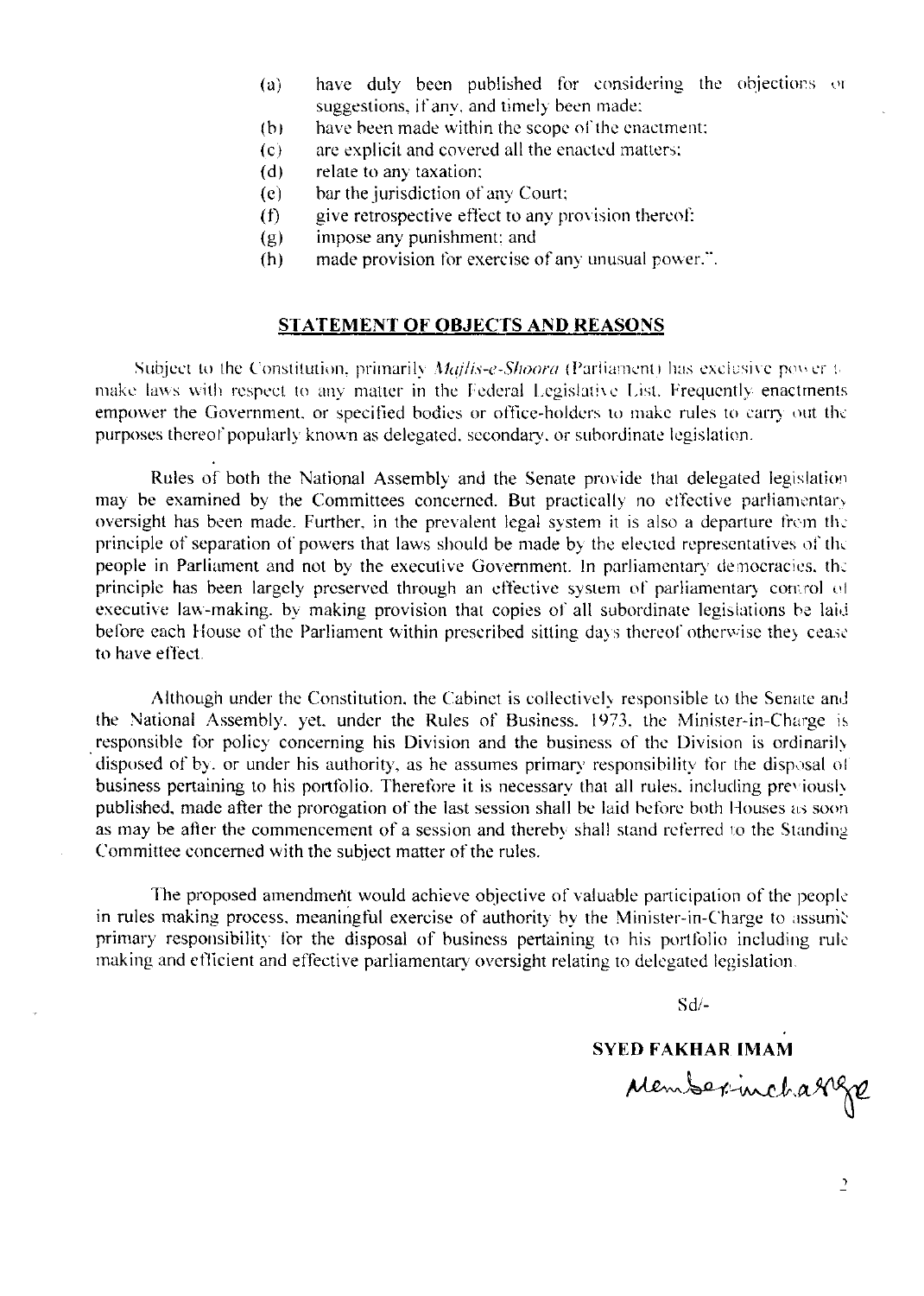(a) have duly been published for considering the objections or suggestions, if any, and timely been made;
(b) have been made within the scope of the enactment;
(c) are explicit and covered all the enacted matters;
(d) relate to any taxation;
(e) bar the jurisdiction of any Court;
(f) give retrospective effect to any provision thereof;
(g) impose any punishment; and
(h) made provision for exercise of any unusual power.".

## STATEMENT OF OBJECTS AND REASONS

Subject to the Constitution, primarily *Majlis-e-Shoora* (Parliament) has exclusive power to make laws with respect to any matter in the Federal Legislative List. Frequently enactments empower the Government, or specified bodies or office-holders to make rules to carry out the purposes thereof popularly known as delegated, secondary, or subordinate legislation.

Rules of both the National Assembly and the Senate provide that delegated legislation may be examined by the Committees concerned. But practically no effective parliamentary oversight has been made. Further, in the prevalent legal system it is also a departure from the principle of separation of powers that laws should be made by the elected representatives of the people in Parliament and not by the executive Government. In parliamentary democracies, the principle has been largely preserved through an effective system of parliamentary control of executive law-making, by making provision that copies of all subordinate legislations be laid before each House of the Parliament within prescribed sitting days thereof otherwise they cease to have effect.

Although under the Constitution, the Cabinet is collectively responsible to the Senate and the National Assembly, yet, under the Rules of Business, 1973, the Minister-in-Charge is responsible for policy concerning his Division and the business of the Division is ordinarily disposed of by, or under his authority, as he assumes primary responsibility for the disposal of business pertaining to his portfolio. Therefore it is necessary that all rules, including previously published, made after the prorogation of the last session shall be laid before both Houses as soon as may be after the commencement of a session and thereby shall stand referred to the Standing Committee concerned with the subject matter of the rules.

The proposed amendment would achieve objective of valuable participation of the people in rules making process, meaningful exercise of authority by the Minister-in-Charge to assume primary responsibility for the disposal of business pertaining to his portfolio including rule making and efficient and effective parliamentary oversight relating to delegated legislation.

Sd/-

**SYED FAKHAR IMAM**

Member-in-charge